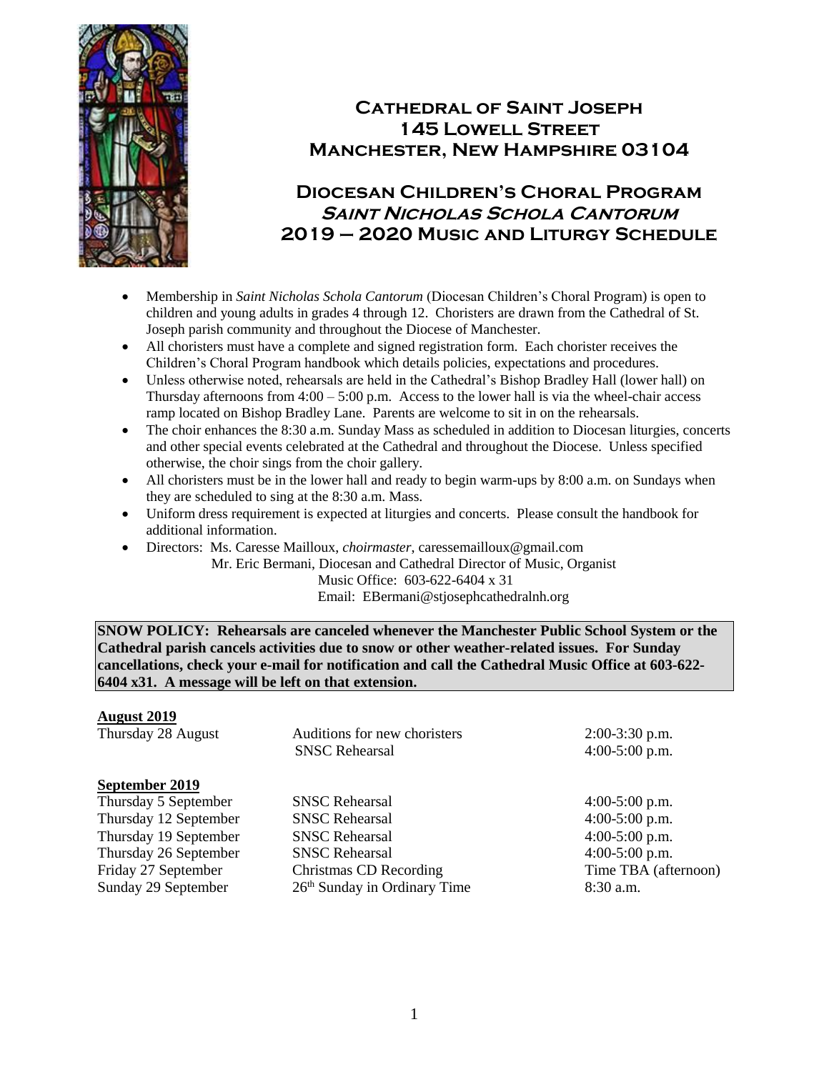# Cathedral of Saint Joseph
## 145 Lowell Street
## Manchester, New Hampshire 03104

## Diocesan Children's Choral Program
## *Saint Nicholas Schola Cantorum*
## 2019 – 2020 Music and Liturgy Schedule

- Membership in *Saint Nicholas Schola Cantorum* (Diocesan Children's Choral Program) is open to children and young adults in grades 4 through 12. Choristers are drawn from the Cathedral of St. Joseph parish community and throughout the Diocese of Manchester.
- All choristers must have a complete and signed registration form. Each chorister receives the Children's Choral Program handbook which details policies, expectations and procedures.
- Unless otherwise noted, rehearsals are held in the Cathedral's Bishop Bradley Hall (lower hall) on Thursday afternoons from 4:00 – 5:00 p.m. Access to the lower hall is via the wheel-chair access ramp located on Bishop Bradley Lane. Parents are welcome to sit in on the rehearsals.
- The choir enhances the 8:30 a.m. Sunday Mass as scheduled in addition to Diocesan liturgies, concerts and other special events celebrated at the Cathedral and throughout the Diocese. Unless specified otherwise, the choir sings from the choir gallery.
- All choristers must be in the lower hall and ready to begin warm-ups by 8:00 a.m. on Sundays when they are scheduled to sing at the 8:30 a.m. Mass.
- Uniform dress requirement is expected at liturgies and concerts. Please consult the handbook for additional information.
- Directors: Ms. Caresse Mailloux, *choirmaster*, caressemailloux@gmail.com
  Mr. Eric Bermani, Diocesan and Cathedral Director of Music, Organist
  Music Office: 603-622-6404 x 31
  Email: EBermani@stjosephcathedralnh.org

**SNOW POLICY: Rehearsals are canceled whenever the Manchester Public School System or the Cathedral parish cancels activities due to snow or other weather-related issues. For Sunday cancellations, check your e-mail for notification and call the Cathedral Music Office at 603-622-6404 x31. A message will be left on that extension.**

**August 2019**

| | | |
|---|---|---|
| Thursday 28 August | Auditions for new choristers | 2:00-3:30 p.m. |
| | SNSC Rehearsal | 4:00-5:00 p.m. |

**September 2019**

| | | |
|---|---|---|
| Thursday 5 September | SNSC Rehearsal | 4:00-5:00 p.m. |
| Thursday 12 September | SNSC Rehearsal | 4:00-5:00 p.m. |
| Thursday 19 September | SNSC Rehearsal | 4:00-5:00 p.m. |
| Thursday 26 September | SNSC Rehearsal | 4:00-5:00 p.m. |
| Friday 27 September | Christmas CD Recording | Time TBA (afternoon) |
| Sunday 29 September | 26th Sunday in Ordinary Time | 8:30 a.m. |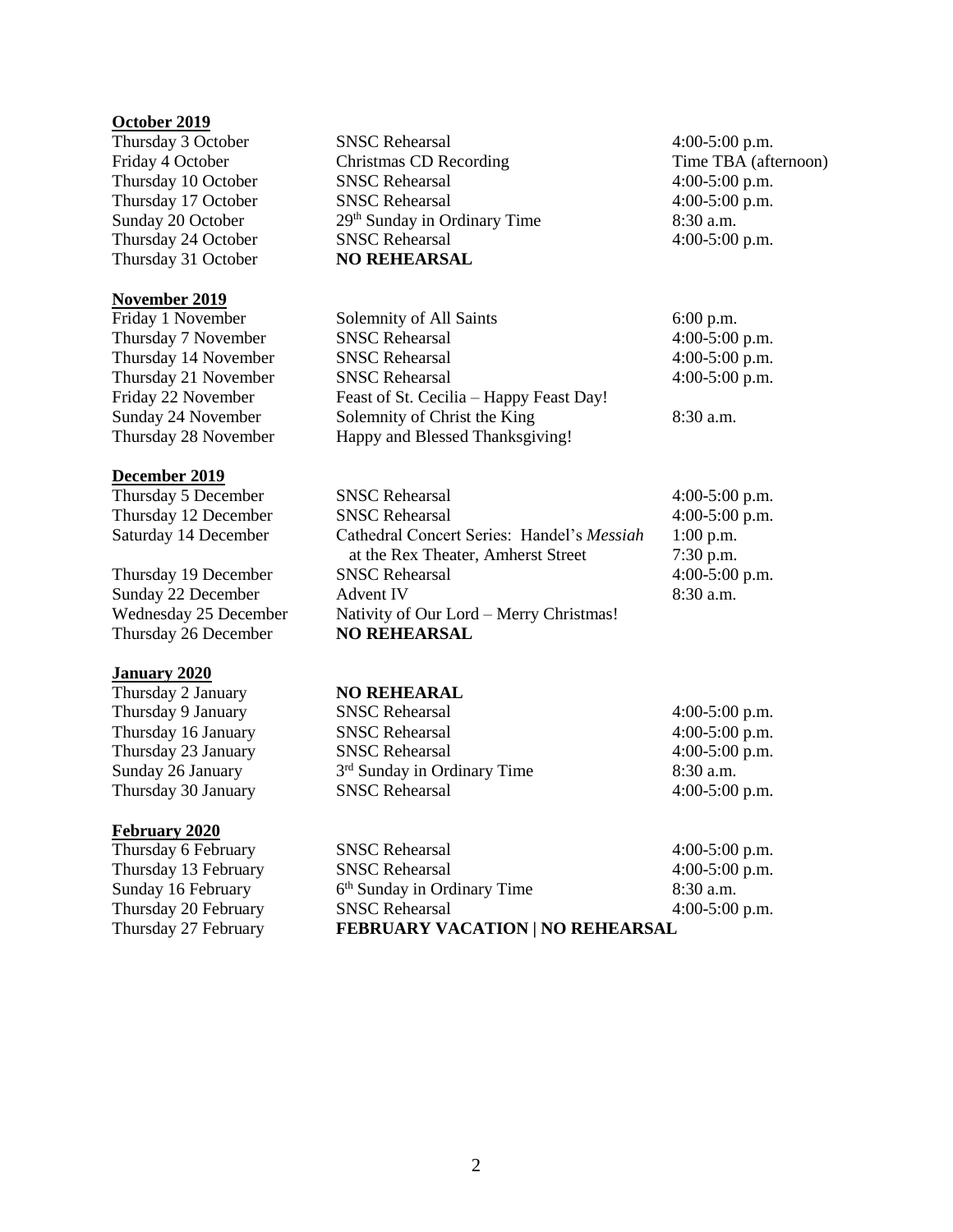**October 2019**

| | | |
|---|---|---|
| Thursday 3 October | SNSC Rehearsal | 4:00-5:00 p.m. |
| Friday 4 October | Christmas CD Recording | Time TBA (afternoon) |
| Thursday 10 October | SNSC Rehearsal | 4:00-5:00 p.m. |
| Thursday 17 October | SNSC Rehearsal | 4:00-5:00 p.m. |
| Sunday 20 October | 29th Sunday in Ordinary Time | 8:30 a.m. |
| Thursday 24 October | SNSC Rehearsal | 4:00-5:00 p.m. |
| Thursday 31 October | **NO REHEARSAL** | |

**November 2019**

| | | |
|---|---|---|
| Friday 1 November | Solemnity of All Saints | 6:00 p.m. |
| Thursday 7 November | SNSC Rehearsal | 4:00-5:00 p.m. |
| Thursday 14 November | SNSC Rehearsal | 4:00-5:00 p.m. |
| Thursday 21 November | SNSC Rehearsal | 4:00-5:00 p.m. |
| Friday 22 November | Feast of St. Cecilia – Happy Feast Day! | |
| Sunday 24 November | Solemnity of Christ the King | 8:30 a.m. |
| Thursday 28 November | Happy and Blessed Thanksgiving! | |

**December 2019**

| | | |
|---|---|---|
| Thursday 5 December | SNSC Rehearsal | 4:00-5:00 p.m. |
| Thursday 12 December | SNSC Rehearsal | 4:00-5:00 p.m. |
| Saturday 14 December | Cathedral Concert Series: Handel's *Messiah* at the Rex Theater, Amherst Street | 1:00 p.m. 7:30 p.m. |
| Thursday 19 December | SNSC Rehearsal | 4:00-5:00 p.m. |
| Sunday 22 December | Advent IV | 8:30 a.m. |
| Wednesday 25 December | Nativity of Our Lord – Merry Christmas! | |
| Thursday 26 December | **NO REHEARSAL** | |

**January 2020**

| | | |
|---|---|---|
| Thursday 2 January | **NO REHEARAL** | |
| Thursday 9 January | SNSC Rehearsal | 4:00-5:00 p.m. |
| Thursday 16 January | SNSC Rehearsal | 4:00-5:00 p.m. |
| Thursday 23 January | SNSC Rehearsal | 4:00-5:00 p.m. |
| Sunday 26 January | 3rd Sunday in Ordinary Time | 8:30 a.m. |
| Thursday 30 January | SNSC Rehearsal | 4:00-5:00 p.m. |

**February 2020**

| | | |
|---|---|---|
| Thursday 6 February | SNSC Rehearsal | 4:00-5:00 p.m. |
| Thursday 13 February | SNSC Rehearsal | 4:00-5:00 p.m. |
| Sunday 16 February | 6th Sunday in Ordinary Time | 8:30 a.m. |
| Thursday 20 February | SNSC Rehearsal | 4:00-5:00 p.m. |
| Thursday 27 February | **FEBRUARY VACATION \| NO REHEARSAL** | |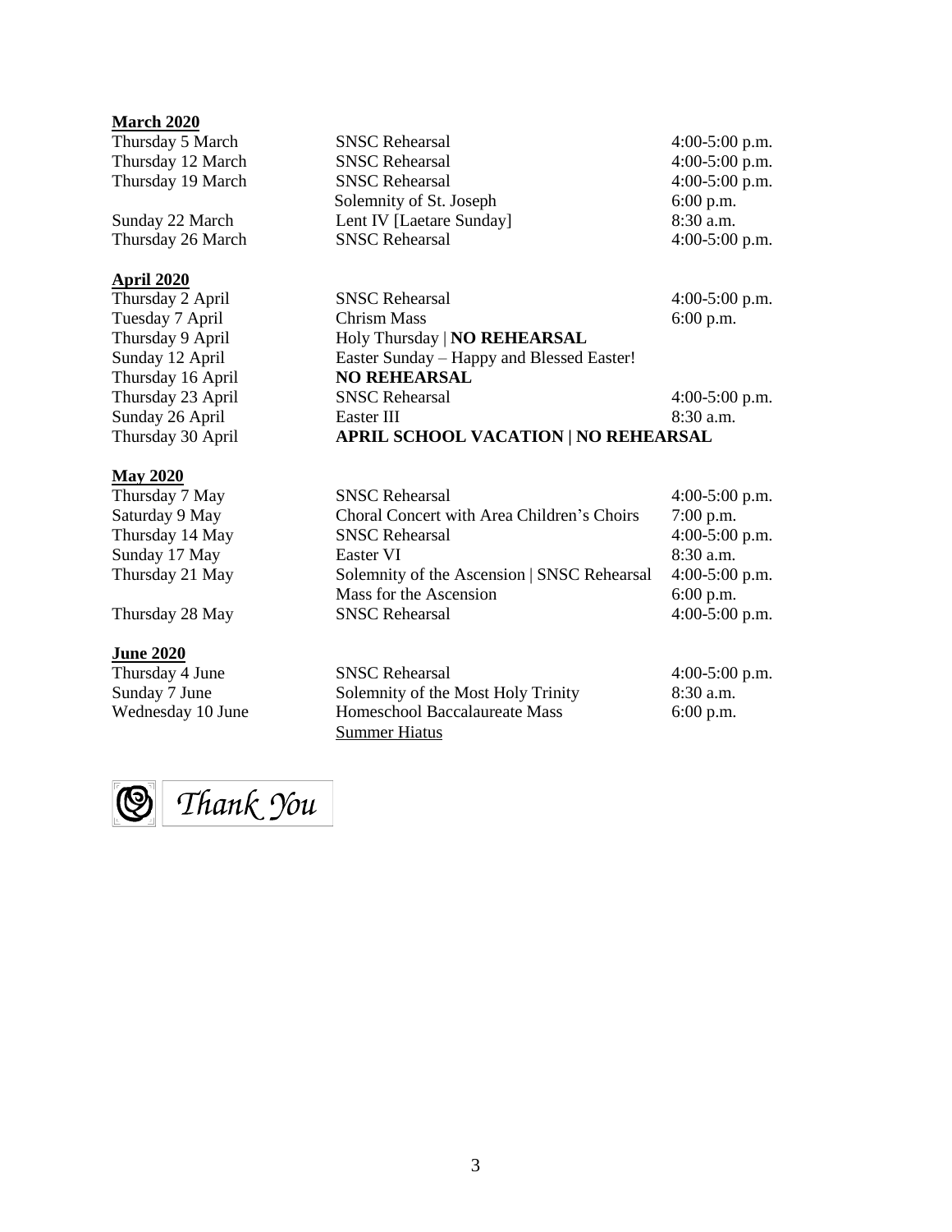**March 2020**

| | | |
|---|---|---|
| Thursday 5 March | SNSC Rehearsal | 4:00-5:00 p.m. |
| Thursday 12 March | SNSC Rehearsal | 4:00-5:00 p.m. |
| Thursday 19 March | SNSC Rehearsal | 4:00-5:00 p.m. |
| | Solemnity of St. Joseph | 6:00 p.m. |
| Sunday 22 March | Lent IV [Laetare Sunday] | 8:30 a.m. |
| Thursday 26 March | SNSC Rehearsal | 4:00-5:00 p.m. |

**April 2020**

| | | |
|---|---|---|
| Thursday 2 April | SNSC Rehearsal | 4:00-5:00 p.m. |
| Tuesday 7 April | Chrism Mass | 6:00 p.m. |
| Thursday 9 April | Holy Thursday \| **NO REHEARSAL** | |
| Sunday 12 April | Easter Sunday – Happy and Blessed Easter! | |
| Thursday 16 April | **NO REHEARSAL** | |
| Thursday 23 April | SNSC Rehearsal | 4:00-5:00 p.m. |
| Sunday 26 April | Easter III | 8:30 a.m. |
| Thursday 30 April | **APRIL SCHOOL VACATION \| NO REHEARSAL** | |

**May 2020**

| | | |
|---|---|---|
| Thursday 7 May | SNSC Rehearsal | 4:00-5:00 p.m. |
| Saturday 9 May | Choral Concert with Area Children's Choirs | 7:00 p.m. |
| Thursday 14 May | SNSC Rehearsal | 4:00-5:00 p.m. |
| Sunday 17 May | Easter VI | 8:30 a.m. |
| Thursday 21 May | Solemnity of the Ascension \| SNSC Rehearsal | 4:00-5:00 p.m. |
| | Mass for the Ascension | 6:00 p.m. |
| Thursday 28 May | SNSC Rehearsal | 4:00-5:00 p.m. |

**June 2020**

| | | |
|---|---|---|
| Thursday 4 June | SNSC Rehearsal | 4:00-5:00 p.m. |
| Sunday 7 June | Solemnity of the Most Holy Trinity | 8:30 a.m. |
| Wednesday 10 June | Homeschool Baccalaureate Mass | 6:00 p.m. |
| | Summer Hiatus | |

*Thank You*